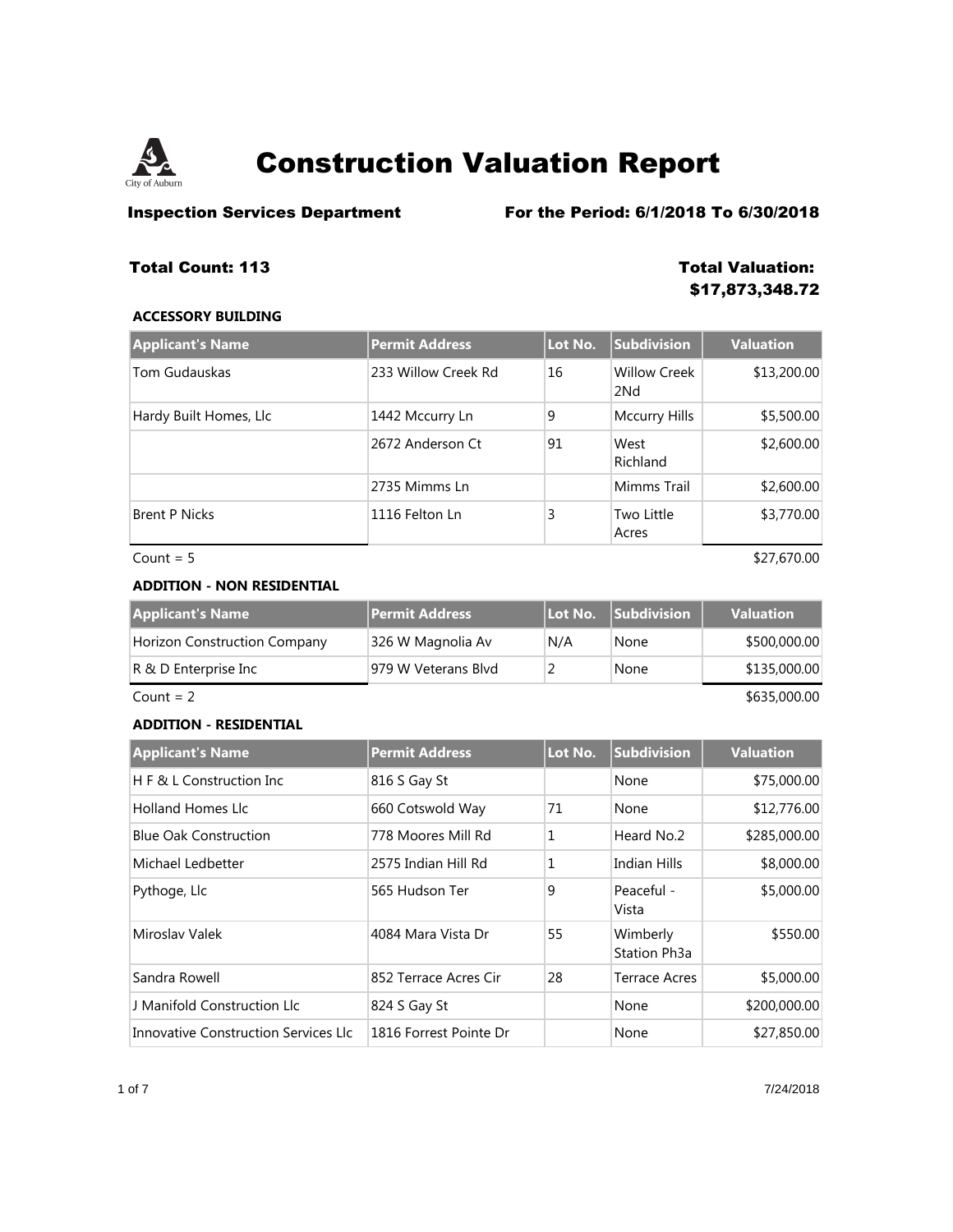# Construction Valuation Report

**Inspection Services Department** **For the Period: 6/1/2018 To 6/30/2018**

**Total Count: 113** **Total Valuation: $17,873,348.72**

### ACCESSORY BUILDING

| Applicant's Name | Permit Address | Lot No. | Subdivision | Valuation |
|---|---|---|---|---|
| Tom Gudauskas | 233 Willow Creek Rd | 16 | Willow Creek 2Nd | $13,200.00 |
| Hardy Built Homes, Llc | 1442 Mccurry Ln | 9 | Mccurry Hills | $5,500.00 |
| | 2672 Anderson Ct | 91 | West Richland | $2,600.00 |
| | 2735 Mimms Ln | | Mimms Trail | $2,600.00 |
| Brent P Nicks | 1116 Felton Ln | 3 | Two Little Acres | $3,770.00 |

Count = 5 $27,670.00

### ADDITION - NON RESIDENTIAL

| Applicant's Name | Permit Address | Lot No. | Subdivision | Valuation |
|---|---|---|---|---|
| Horizon Construction Company | 326 W Magnolia Av | N/A | None | $500,000.00 |
| R & D Enterprise Inc | 979 W Veterans Blvd | 2 | None | $135,000.00 |

Count = 2 $635,000.00

### ADDITION - RESIDENTIAL

| Applicant's Name | Permit Address | Lot No. | Subdivision | Valuation |
|---|---|---|---|---|
| H F & L Construction Inc | 816 S Gay St | | None | $75,000.00 |
| Holland Homes Llc | 660 Cotswold Way | 71 | None | $12,776.00 |
| Blue Oak Construction | 778 Moores Mill Rd | 1 | Heard No.2 | $285,000.00 |
| Michael Ledbetter | 2575 Indian Hill Rd | 1 | Indian Hills | $8,000.00 |
| Pythoge, Llc | 565 Hudson Ter | 9 | Peaceful - Vista | $5,000.00 |
| Miroslav Valek | 4084 Mara Vista Dr | 55 | Wimberly Station Ph3a | $550.00 |
| Sandra Rowell | 852 Terrace Acres Cir | 28 | Terrace Acres | $5,000.00 |
| J Manifold Construction Llc | 824 S Gay St | | None | $200,000.00 |
| Innovative Construction Services Llc | 1816 Forrest Pointe Dr | | None | $27,850.00 |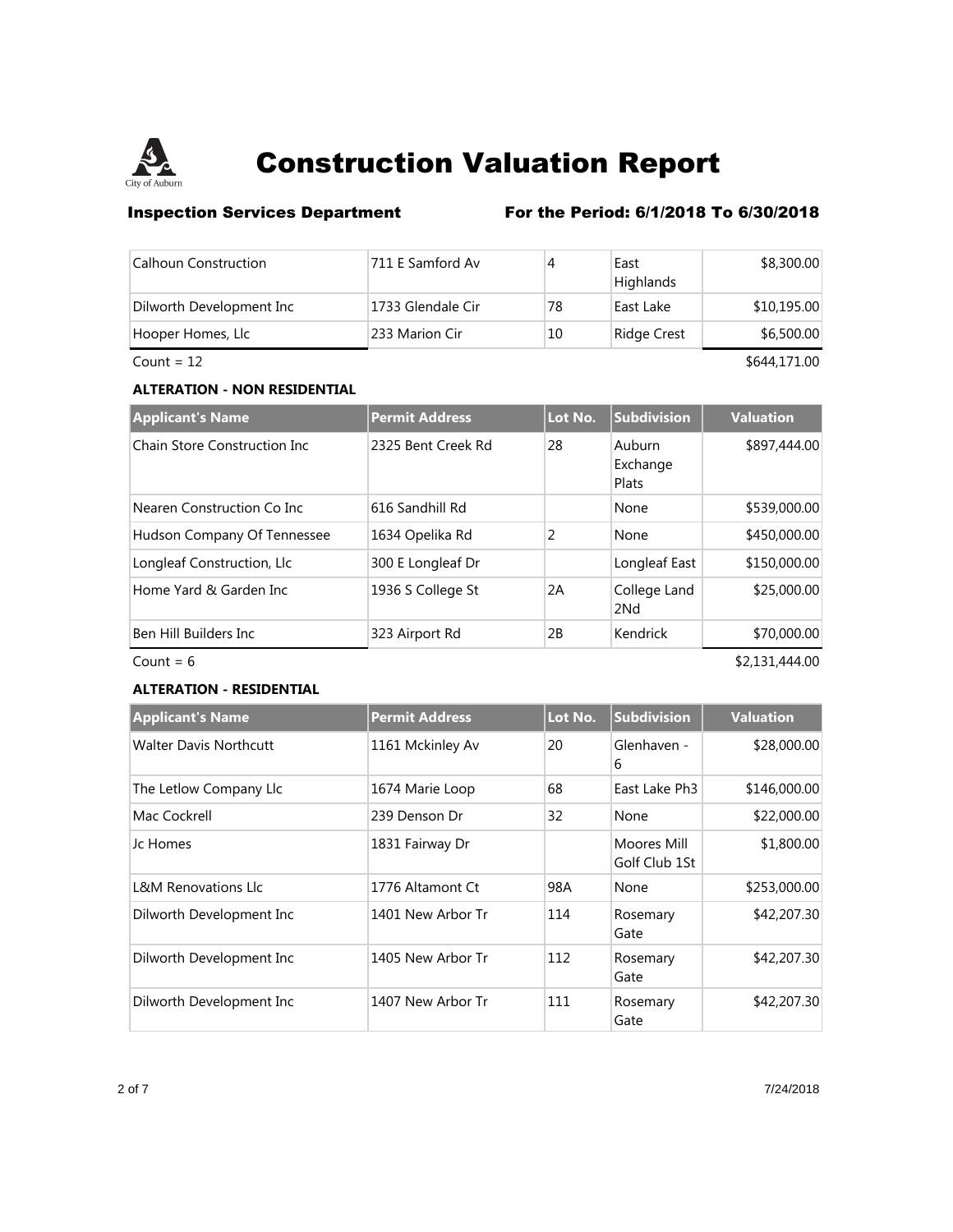# Construction Valuation Report

**Inspection Services Department** **For the Period: 6/1/2018 To 6/30/2018**

| Applicant's Name | Permit Address | Lot No. | Subdivision | Valuation |
|---|---|---|---|---|
| Calhoun Construction | 711 E Samford Av | 4 | East Highlands | $8,300.00 |
| Dilworth Development Inc | 1733 Glendale Cir | 78 | East Lake | $10,195.00 |
| Hooper Homes, Llc | 233 Marion Cir | 10 | Ridge Crest | $6,500.00 |

Count = 12 $644,171.00

**ALTERATION - NON RESIDENTIAL**

| Applicant's Name | Permit Address | Lot No. | Subdivision | Valuation |
|---|---|---|---|---|
| Chain Store Construction Inc | 2325 Bent Creek Rd | 28 | Auburn Exchange Plats | $897,444.00 |
| Nearen Construction Co Inc | 616 Sandhill Rd | | None | $539,000.00 |
| Hudson Company Of Tennessee | 1634 Opelika Rd | 2 | None | $450,000.00 |
| Longleaf Construction, Llc | 300 E Longleaf Dr | | Longleaf East | $150,000.00 |
| Home Yard & Garden Inc | 1936 S College St | 2A | College Land 2Nd | $25,000.00 |
| Ben Hill Builders Inc | 323 Airport Rd | 2B | Kendrick | $70,000.00 |

Count = 6 $2,131,444.00

**ALTERATION - RESIDENTIAL**

| Applicant's Name | Permit Address | Lot No. | Subdivision | Valuation |
|---|---|---|---|---|
| Walter Davis Northcutt | 1161 Mckinley Av | 20 | Glenhaven - 6 | $28,000.00 |
| The Letlow Company Llc | 1674 Marie Loop | 68 | East Lake Ph3 | $146,000.00 |
| Mac Cockrell | 239 Denson Dr | 32 | None | $22,000.00 |
| Jc Homes | 1831 Fairway Dr | | Moores Mill Golf Club 1St | $1,800.00 |
| L&M Renovations Llc | 1776 Altamont Ct | 98A | None | $253,000.00 |
| Dilworth Development Inc | 1401 New Arbor Tr | 114 | Rosemary Gate | $42,207.30 |
| Dilworth Development Inc | 1405 New Arbor Tr | 112 | Rosemary Gate | $42,207.30 |
| Dilworth Development Inc | 1407 New Arbor Tr | 111 | Rosemary Gate | $42,207.30 |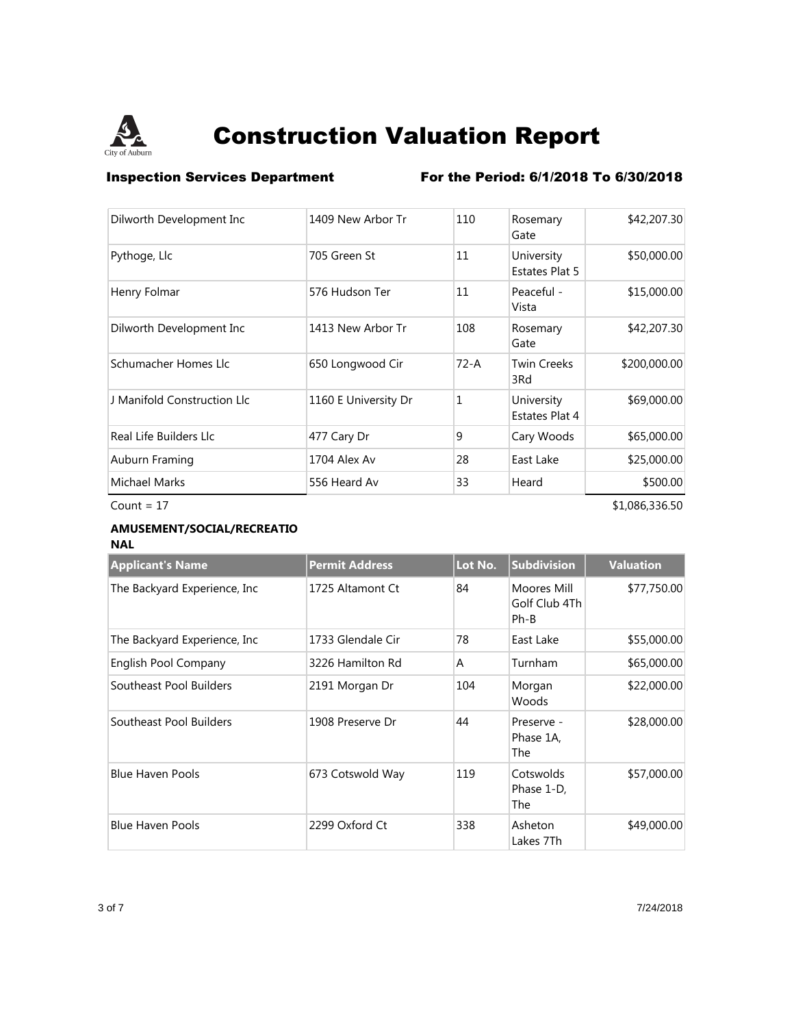# Construction Valuation Report

**Inspection Services Department** **For the Period: 6/1/2018 To 6/30/2018**

| | | | | |
|---|---|---|---|---|
| Dilworth Development Inc | 1409 New Arbor Tr | 110 | Rosemary Gate | $42,207.30 |
| Pythoge, Llc | 705 Green St | 11 | University Estates Plat 5 | $50,000.00 |
| Henry Folmar | 576 Hudson Ter | 11 | Peaceful - Vista | $15,000.00 |
| Dilworth Development Inc | 1413 New Arbor Tr | 108 | Rosemary Gate | $42,207.30 |
| Schumacher Homes Llc | 650 Longwood Cir | 72-A | Twin Creeks 3Rd | $200,000.00 |
| J Manifold Construction Llc | 1160 E University Dr | 1 | University Estates Plat 4 | $69,000.00 |
| Real Life Builders Llc | 477 Cary Dr | 9 | Cary Woods | $65,000.00 |
| Auburn Framing | 1704 Alex Av | 28 | East Lake | $25,000.00 |
| Michael Marks | 556 Heard Av | 33 | Heard | $500.00 |

Count = 17 $1,086,336.50

**AMUSEMENT/SOCIAL/RECREATIONAL**

| Applicant's Name | Permit Address | Lot No. | Subdivision | Valuation |
|---|---|---|---|---|
| The Backyard Experience, Inc | 1725 Altamont Ct | 84 | Moores Mill Golf Club 4Th Ph-B | $77,750.00 |
| The Backyard Experience, Inc | 1733 Glendale Cir | 78 | East Lake | $55,000.00 |
| English Pool Company | 3226 Hamilton Rd | A | Turnham | $65,000.00 |
| Southeast Pool Builders | 2191 Morgan Dr | 104 | Morgan Woods | $22,000.00 |
| Southeast Pool Builders | 1908 Preserve Dr | 44 | Preserve - Phase 1A, The | $28,000.00 |
| Blue Haven Pools | 673 Cotswold Way | 119 | Cotswolds Phase 1-D, The | $57,000.00 |
| Blue Haven Pools | 2299 Oxford Ct | 338 | Asheton Lakes 7Th | $49,000.00 |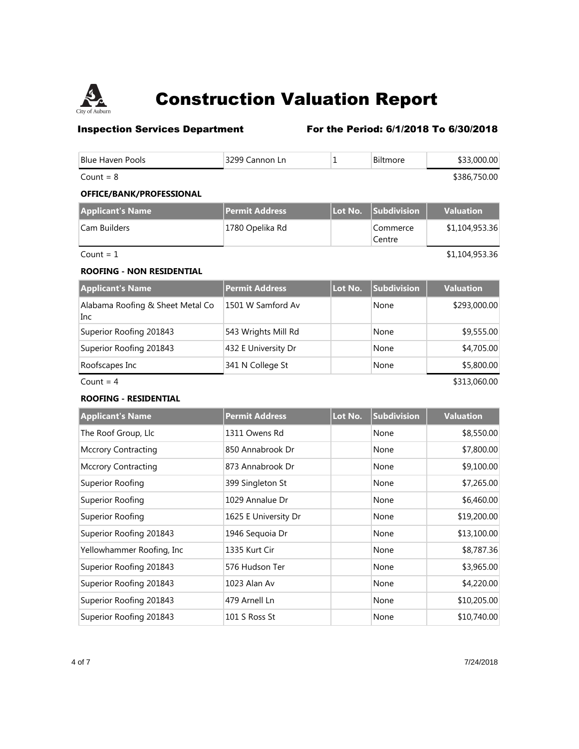# Construction Valuation Report

**Inspection Services Department** **For the Period: 6/1/2018 To 6/30/2018**

| Blue Haven Pools | 3299 Cannon Ln | 1 | Biltmore | $33,000.00 |
|---|---|---|---|---|

Count = 8 $386,750.00

**OFFICE/BANK/PROFESSIONAL**

| Applicant's Name | Permit Address | Lot No. | Subdivision | Valuation |
|---|---|---|---|---|
| Cam Builders | 1780 Opelika Rd | | Commerce Centre | $1,104,953.36 |

Count = 1 $1,104,953.36

**ROOFING - NON RESIDENTIAL**

| Applicant's Name | Permit Address | Lot No. | Subdivision | Valuation |
|---|---|---|---|---|
| Alabama Roofing & Sheet Metal Co Inc | 1501 W Samford Av | | None | $293,000.00 |
| Superior Roofing 201843 | 543 Wrights Mill Rd | | None | $9,555.00 |
| Superior Roofing 201843 | 432 E University Dr | | None | $4,705.00 |
| Roofscapes Inc | 341 N College St | | None | $5,800.00 |

Count = 4 $313,060.00

**ROOFING - RESIDENTIAL**

| Applicant's Name | Permit Address | Lot No. | Subdivision | Valuation |
|---|---|---|---|---|
| The Roof Group, Llc | 1311 Owens Rd | | None | $8,550.00 |
| Mccrory Contracting | 850 Annabrook Dr | | None | $7,800.00 |
| Mccrory Contracting | 873 Annabrook Dr | | None | $9,100.00 |
| Superior Roofing | 399 Singleton St | | None | $7,265.00 |
| Superior Roofing | 1029 Annalue Dr | | None | $6,460.00 |
| Superior Roofing | 1625 E University Dr | | None | $19,200.00 |
| Superior Roofing 201843 | 1946 Sequoia Dr | | None | $13,100.00 |
| Yellowhammer Roofing, Inc | 1335 Kurt Cir | | None | $8,787.36 |
| Superior Roofing 201843 | 576 Hudson Ter | | None | $3,965.00 |
| Superior Roofing 201843 | 1023 Alan Av | | None | $4,220.00 |
| Superior Roofing 201843 | 479 Arnell Ln | | None | $10,205.00 |
| Superior Roofing 201843 | 101 S Ross St | | None | $10,740.00 |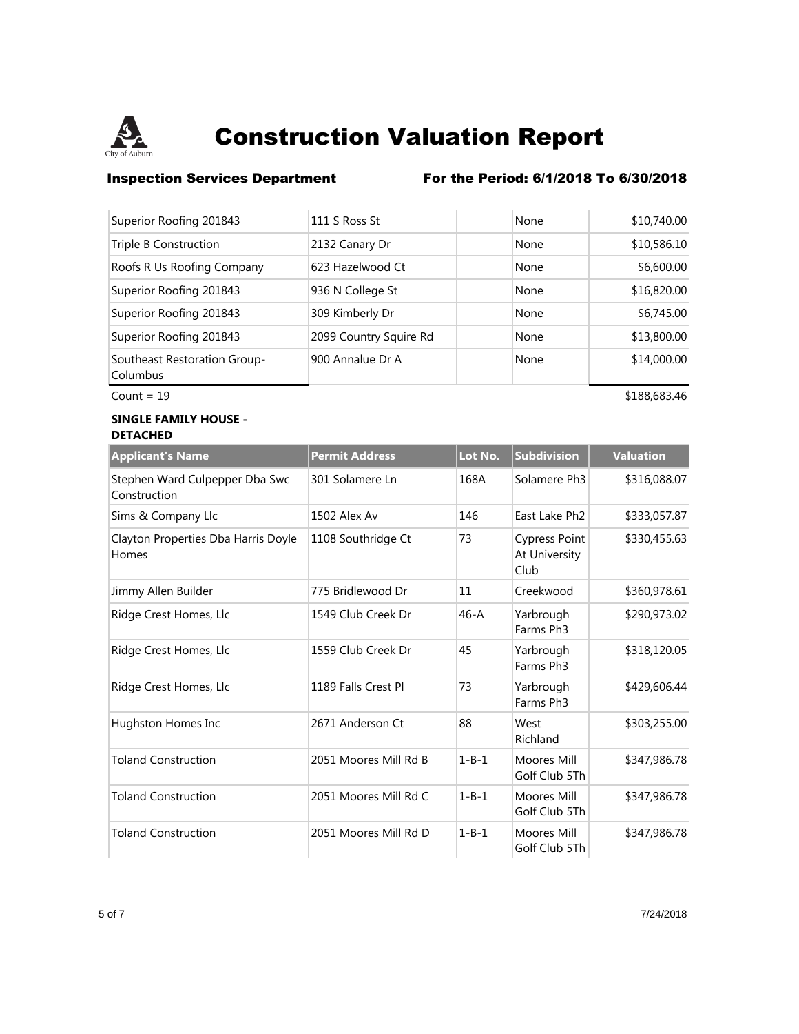# Construction Valuation Report

**Inspection Services Department** **For the Period: 6/1/2018 To 6/30/2018**

| | | | | |
|---|---|---|---|---|
| Superior Roofing 201843 | 111 S Ross St | | None | $10,740.00 |
| Triple B Construction | 2132 Canary Dr | | None | $10,586.10 |
| Roofs R Us Roofing Company | 623 Hazelwood Ct | | None | $6,600.00 |
| Superior Roofing 201843 | 936 N College St | | None | $16,820.00 |
| Superior Roofing 201843 | 309 Kimberly Dr | | None | $6,745.00 |
| Superior Roofing 201843 | 2099 Country Squire Rd | | None | $13,800.00 |
| Southeast Restoration Group-Columbus | 900 Annalue Dr A | | None | $14,000.00 |

Count = 19 $188,683.46

**SINGLE FAMILY HOUSE - DETACHED**

| Applicant's Name | Permit Address | Lot No. | Subdivision | Valuation |
|---|---|---|---|---|
| Stephen Ward Culpepper Dba Swc Construction | 301 Solamere Ln | 168A | Solamere Ph3 | $316,088.07 |
| Sims & Company Llc | 1502 Alex Av | 146 | East Lake Ph2 | $333,057.87 |
| Clayton Properties Dba Harris Doyle Homes | 1108 Southridge Ct | 73 | Cypress Point At University Club | $330,455.63 |
| Jimmy Allen Builder | 775 Bridlewood Dr | 11 | Creekwood | $360,978.61 |
| Ridge Crest Homes, Llc | 1549 Club Creek Dr | 46-A | Yarbrough Farms Ph3 | $290,973.02 |
| Ridge Crest Homes, Llc | 1559 Club Creek Dr | 45 | Yarbrough Farms Ph3 | $318,120.05 |
| Ridge Crest Homes, Llc | 1189 Falls Crest Pl | 73 | Yarbrough Farms Ph3 | $429,606.44 |
| Hughston Homes Inc | 2671 Anderson Ct | 88 | West Richland | $303,255.00 |
| Toland Construction | 2051 Moores Mill Rd B | 1-B-1 | Moores Mill Golf Club 5Th | $347,986.78 |
| Toland Construction | 2051 Moores Mill Rd C | 1-B-1 | Moores Mill Golf Club 5Th | $347,986.78 |
| Toland Construction | 2051 Moores Mill Rd D | 1-B-1 | Moores Mill Golf Club 5Th | $347,986.78 |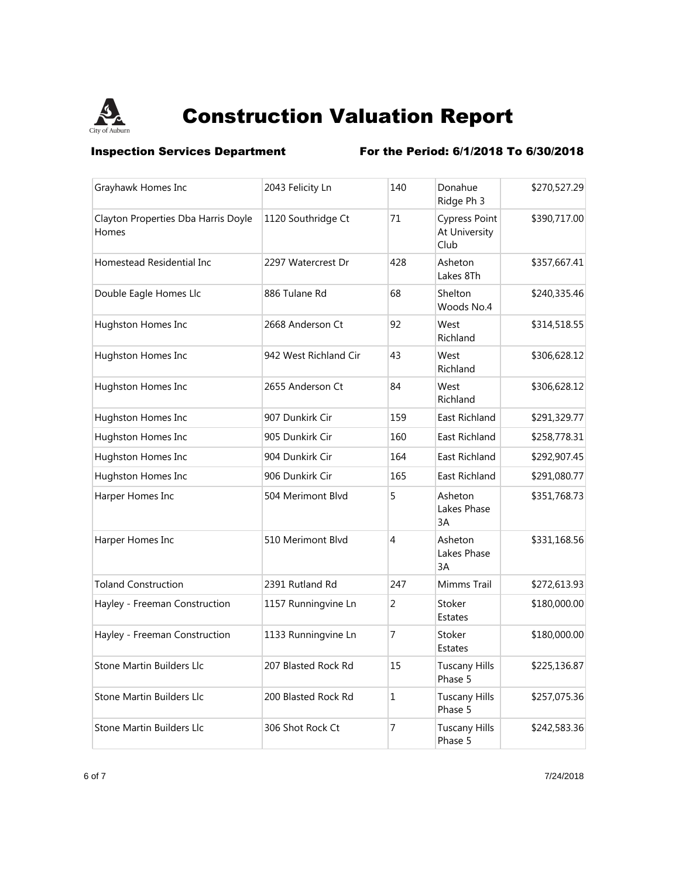# Construction Valuation Report

**Inspection Services Department** **For the Period: 6/1/2018 To 6/30/2018**

| | | | | |
|---|---|---|---|---|
| Grayhawk Homes Inc | 2043 Felicity Ln | 140 | Donahue Ridge Ph 3 | $270,527.29 |
| Clayton Properties Dba Harris Doyle Homes | 1120 Southridge Ct | 71 | Cypress Point At University Club | $390,717.00 |
| Homestead Residential Inc | 2297 Watercrest Dr | 428 | Asheton Lakes 8Th | $357,667.41 |
| Double Eagle Homes Llc | 886 Tulane Rd | 68 | Shelton Woods No.4 | $240,335.46 |
| Hughston Homes Inc | 2668 Anderson Ct | 92 | West Richland | $314,518.55 |
| Hughston Homes Inc | 942 West Richland Cir | 43 | West Richland | $306,628.12 |
| Hughston Homes Inc | 2655 Anderson Ct | 84 | West Richland | $306,628.12 |
| Hughston Homes Inc | 907 Dunkirk Cir | 159 | East Richland | $291,329.77 |
| Hughston Homes Inc | 905 Dunkirk Cir | 160 | East Richland | $258,778.31 |
| Hughston Homes Inc | 904 Dunkirk Cir | 164 | East Richland | $292,907.45 |
| Hughston Homes Inc | 906 Dunkirk Cir | 165 | East Richland | $291,080.77 |
| Harper Homes Inc | 504 Merimont Blvd | 5 | Asheton Lakes Phase 3A | $351,768.73 |
| Harper Homes Inc | 510 Merimont Blvd | 4 | Asheton Lakes Phase 3A | $331,168.56 |
| Toland Construction | 2391 Rutland Rd | 247 | Mimms Trail | $272,613.93 |
| Hayley - Freeman Construction | 1157 Runningvine Ln | 2 | Stoker Estates | $180,000.00 |
| Hayley - Freeman Construction | 1133 Runningvine Ln | 7 | Stoker Estates | $180,000.00 |
| Stone Martin Builders Llc | 207 Blasted Rock Rd | 15 | Tuscany Hills Phase 5 | $225,136.87 |
| Stone Martin Builders Llc | 200 Blasted Rock Rd | 1 | Tuscany Hills Phase 5 | $257,075.36 |
| Stone Martin Builders Llc | 306 Shot Rock Ct | 7 | Tuscany Hills Phase 5 | $242,583.36 |

7/24/2018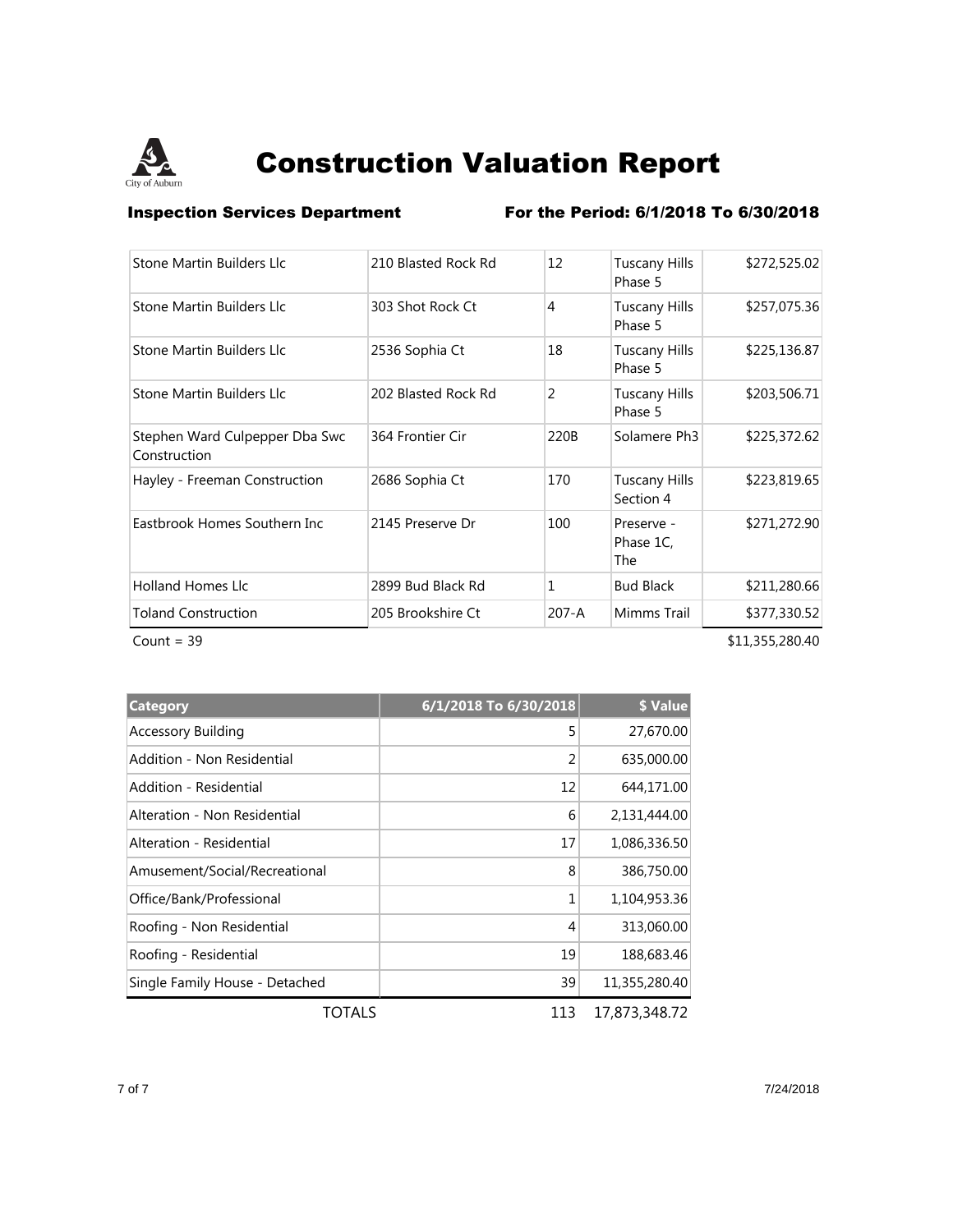# Construction Valuation Report

**Inspection Services Department** **For the Period: 6/1/2018 To 6/30/2018**

| | | | | |
|---|---|---|---|---|
| Stone Martin Builders Llc | 210 Blasted Rock Rd | 12 | Tuscany Hills Phase 5 | $272,525.02 |
| Stone Martin Builders Llc | 303 Shot Rock Ct | 4 | Tuscany Hills Phase 5 | $257,075.36 |
| Stone Martin Builders Llc | 2536 Sophia Ct | 18 | Tuscany Hills Phase 5 | $225,136.87 |
| Stone Martin Builders Llc | 202 Blasted Rock Rd | 2 | Tuscany Hills Phase 5 | $203,506.71 |
| Stephen Ward Culpepper Dba Swc Construction | 364 Frontier Cir | 220B | Solamere Ph3 | $225,372.62 |
| Hayley - Freeman Construction | 2686 Sophia Ct | 170 | Tuscany Hills Section 4 | $223,819.65 |
| Eastbrook Homes Southern Inc | 2145 Preserve Dr | 100 | Preserve - Phase 1C, The | $271,272.90 |
| Holland Homes Llc | 2899 Bud Black Rd | 1 | Bud Black | $211,280.66 |
| Toland Construction | 205 Brookshire Ct | 207-A | Mimms Trail | $377,330.52 |
| Count = 39 | | | | $11,355,280.40 |

| Category | 6/1/2018 To 6/30/2018 | $ Value |
|---|---|---|
| Accessory Building | 5 | 27,670.00 |
| Addition - Non Residential | 2 | 635,000.00 |
| Addition - Residential | 12 | 644,171.00 |
| Alteration - Non Residential | 6 | 2,131,444.00 |
| Alteration - Residential | 17 | 1,086,336.50 |
| Amusement/Social/Recreational | 8 | 386,750.00 |
| Office/Bank/Professional | 1 | 1,104,953.36 |
| Roofing - Non Residential | 4 | 313,060.00 |
| Roofing - Residential | 19 | 188,683.46 |
| Single Family House - Detached | 39 | 11,355,280.40 |
| TOTALS | 113 | 17,873,348.72 |